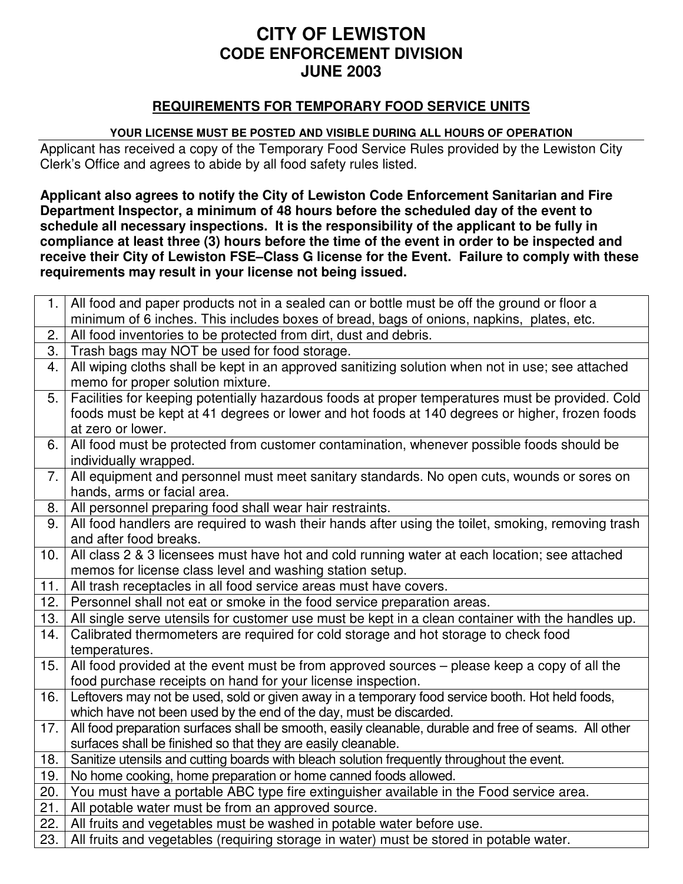# CITY OF LEWISTON
## CODE ENFORCEMENT DIVISION
## JUNE 2003

### REQUIREMENTS FOR TEMPORARY FOOD SERVICE UNITS

**YOUR LICENSE MUST BE POSTED AND VISIBLE DURING ALL HOURS OF OPERATION**

Applicant has received a copy of the Temporary Food Service Rules provided by the Lewiston City Clerk's Office and agrees to abide by all food safety rules listed.

**Applicant also agrees to notify the City of Lewiston Code Enforcement Sanitarian and Fire Department Inspector, a minimum of 48 hours before the scheduled day of the event to schedule all necessary inspections. It is the responsibility of the applicant to be fully in compliance at least three (3) hours before the time of the event in order to be inspected and receive their City of Lewiston FSE–Class G license for the Event. Failure to comply with these requirements may result in your license not being issued.**

| | |
|---|---|
| 1. | All food and paper products not in a sealed can or bottle must be off the ground or floor a minimum of 6 inches. This includes boxes of bread, bags of onions, napkins, plates, etc. |
| 2. | All food inventories to be protected from dirt, dust and debris. |
| 3. | Trash bags may NOT be used for food storage. |
| 4. | All wiping cloths shall be kept in an approved sanitizing solution when not in use; see attached memo for proper solution mixture. |
| 5. | Facilities for keeping potentially hazardous foods at proper temperatures must be provided. Cold foods must be kept at 41 degrees or lower and hot foods at 140 degrees or higher, frozen foods at zero or lower. |
| 6. | All food must be protected from customer contamination, whenever possible foods should be individually wrapped. |
| 7. | All equipment and personnel must meet sanitary standards. No open cuts, wounds or sores on hands, arms or facial area. |
| 8. | All personnel preparing food shall wear hair restraints. |
| 9. | All food handlers are required to wash their hands after using the toilet, smoking, removing trash and after food breaks. |
| 10. | All class 2 & 3 licensees must have hot and cold running water at each location; see attached memos for license class level and washing station setup. |
| 11. | All trash receptacles in all food service areas must have covers. |
| 12. | Personnel shall not eat or smoke in the food service preparation areas. |
| 13. | All single serve utensils for customer use must be kept in a clean container with the handles up. |
| 14. | Calibrated thermometers are required for cold storage and hot storage to check food temperatures. |
| 15. | All food provided at the event must be from approved sources – please keep a copy of all the food purchase receipts on hand for your license inspection. |
| 16. | Leftovers may not be used, sold or given away in a temporary food service booth. Hot held foods, which have not been used by the end of the day, must be discarded. |
| 17. | All food preparation surfaces shall be smooth, easily cleanable, durable and free of seams. All other surfaces shall be finished so that they are easily cleanable. |
| 18. | Sanitize utensils and cutting boards with bleach solution frequently throughout the event. |
| 19. | No home cooking, home preparation or home canned foods allowed. |
| 20. | You must have a portable ABC type fire extinguisher available in the Food service area. |
| 21. | All potable water must be from an approved source. |
| 22. | All fruits and vegetables must be washed in potable water before use. |
| 23. | All fruits and vegetables (requiring storage in water) must be stored in potable water. |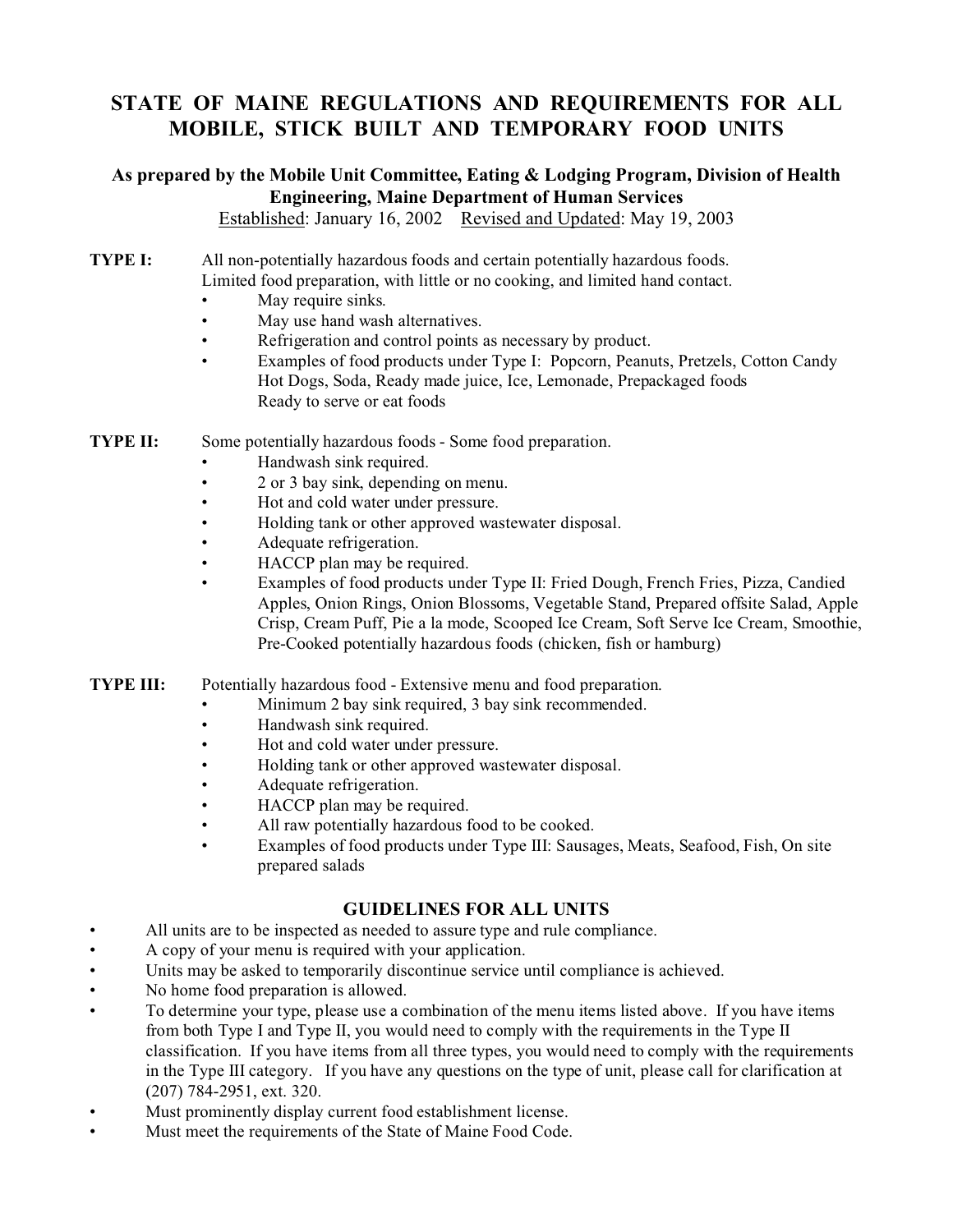# STATE OF MAINE REGULATIONS AND REQUIREMENTS FOR ALL MOBILE, STICK BUILT AND TEMPORARY FOOD UNITS

**As prepared by the Mobile Unit Committee, Eating & Lodging Program, Division of Health Engineering, Maine Department of Human Services**

Established: January 16, 2002   Revised and Updated: May 19, 2003

**TYPE I:** All non-potentially hazardous foods and certain potentially hazardous foods. Limited food preparation, with little or no cooking, and limited hand contact.

- May require sinks.
- May use hand wash alternatives.
- Refrigeration and control points as necessary by product.
- Examples of food products under Type I: Popcorn, Peanuts, Pretzels, Cotton Candy Hot Dogs, Soda, Ready made juice, Ice, Lemonade, Prepackaged foods Ready to serve or eat foods

**TYPE II:** Some potentially hazardous foods - Some food preparation.

- Handwash sink required.
- 2 or 3 bay sink, depending on menu.
- Hot and cold water under pressure.
- Holding tank or other approved wastewater disposal.
- Adequate refrigeration.
- HACCP plan may be required.
- Examples of food products under Type II: Fried Dough, French Fries, Pizza, Candied Apples, Onion Rings, Onion Blossoms, Vegetable Stand, Prepared offsite Salad, Apple Crisp, Cream Puff, Pie a la mode, Scooped Ice Cream, Soft Serve Ice Cream, Smoothie, Pre-Cooked potentially hazardous foods (chicken, fish or hamburg)

**TYPE III:** Potentially hazardous food - Extensive menu and food preparation.

- Minimum 2 bay sink required, 3 bay sink recommended.
- Handwash sink required.
- Hot and cold water under pressure.
- Holding tank or other approved wastewater disposal.
- Adequate refrigeration.
- HACCP plan may be required.
- All raw potentially hazardous food to be cooked.
- Examples of food products under Type III: Sausages, Meats, Seafood, Fish, On site prepared salads

## GUIDELINES FOR ALL UNITS

- All units are to be inspected as needed to assure type and rule compliance.
- A copy of your menu is required with your application.
- Units may be asked to temporarily discontinue service until compliance is achieved.
- No home food preparation is allowed.
- To determine your type, please use a combination of the menu items listed above. If you have items from both Type I and Type II, you would need to comply with the requirements in the Type II classification. If you have items from all three types, you would need to comply with the requirements in the Type III category. If you have any questions on the type of unit, please call for clarification at (207) 784-2951, ext. 320.
- Must prominently display current food establishment license.
- Must meet the requirements of the State of Maine Food Code.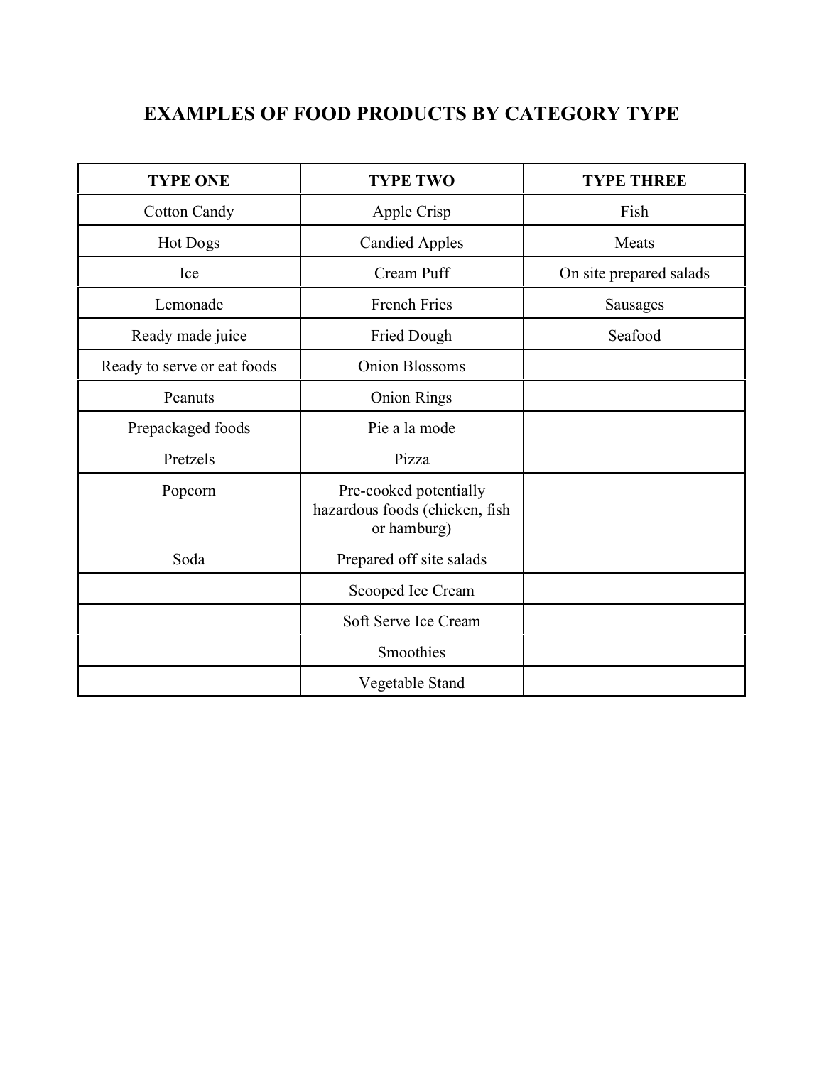# EXAMPLES OF FOOD PRODUCTS BY CATEGORY TYPE

| TYPE ONE | TYPE TWO | TYPE THREE |
|---|---|---|
| Cotton Candy | Apple Crisp | Fish |
| Hot Dogs | Candied Apples | Meats |
| Ice | Cream Puff | On site prepared salads |
| Lemonade | French Fries | Sausages |
| Ready made juice | Fried Dough | Seafood |
| Ready to serve or eat foods | Onion Blossoms | |
| Peanuts | Onion Rings | |
| Prepackaged foods | Pie a la mode | |
| Pretzels | Pizza | |
| Popcorn | Pre-cooked potentially hazardous foods (chicken, fish or hamburg) | |
| Soda | Prepared off site salads | |
| | Scooped Ice Cream | |
| | Soft Serve Ice Cream | |
| | Smoothies | |
| | Vegetable Stand | |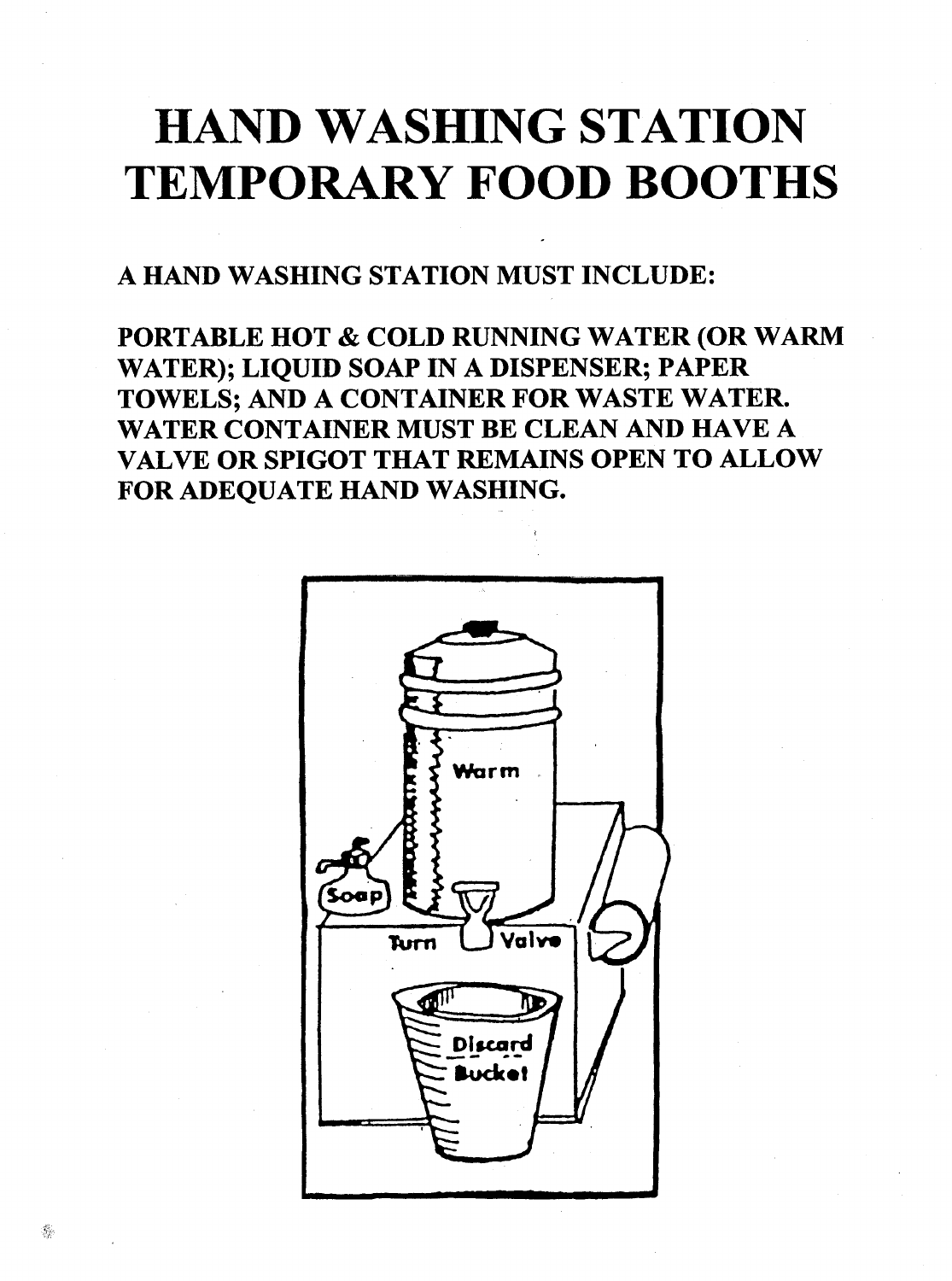# HAND WASHING STATION TEMPORARY FOOD BOOTHS

**A HAND WASHING STATION MUST INCLUDE:**

**PORTABLE HOT & COLD RUNNING WATER (OR WARM WATER); LIQUID SOAP IN A DISPENSER; PAPER TOWELS; AND A CONTAINER FOR WASTE WATER. WATER CONTAINER MUST BE CLEAN AND HAVE A VALVE OR SPIGOT THAT REMAINS OPEN TO ALLOW FOR ADEQUATE HAND WASHING.**

Warm

Soap

Turn Valve

Discard Bucket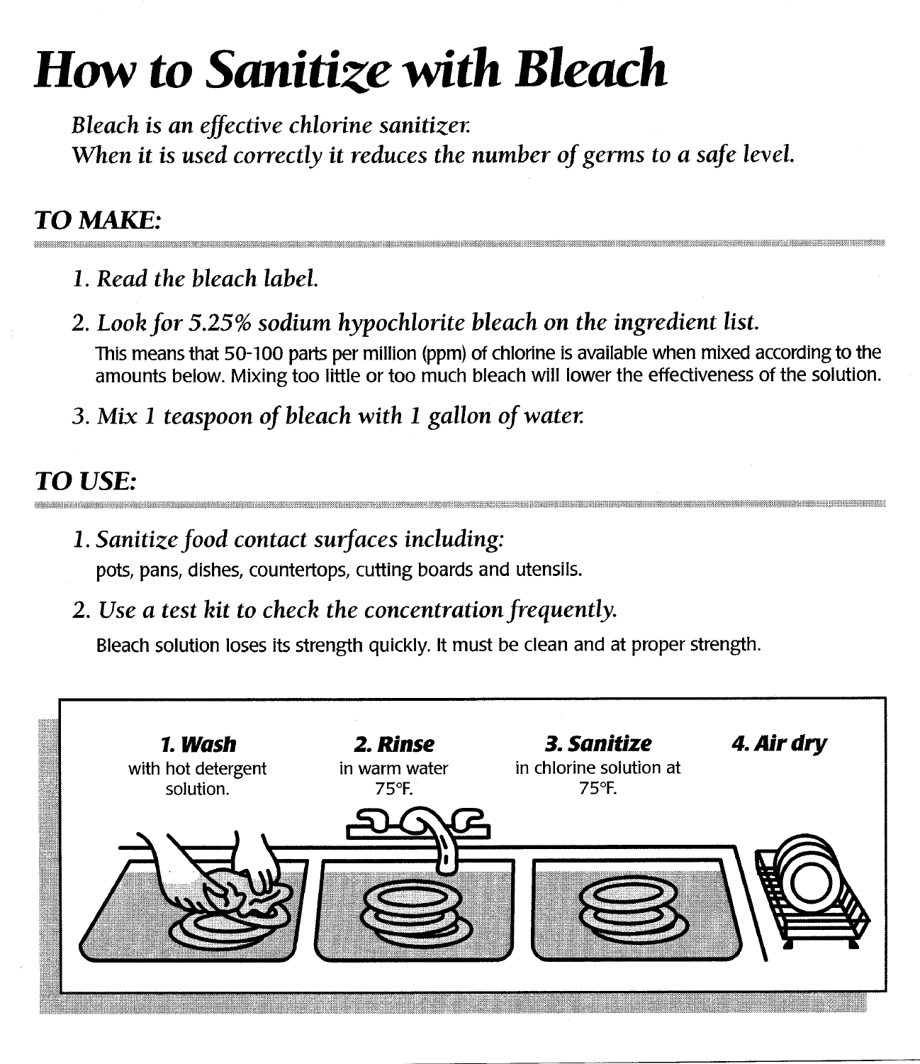# How to Sanitize with Bleach

*Bleach is an effective chlorine sanitizer.*
*When it is used correctly it reduces the number of germs to a safe level.*

## TO MAKE:

1. *Read the bleach label.*
2. *Look for 5.25% sodium hypochlorite bleach on the ingredient list.*
   This means that 50-100 parts per million (ppm) of chlorine is available when mixed according to the amounts below. Mixing too little or too much bleach will lower the effectiveness of the solution.
3. *Mix 1 teaspoon of bleach with 1 gallon of water.*

## TO USE:

1. *Sanitize food contact surfaces including:*
   pots, pans, dishes, countertops, cutting boards and utensils.
2. *Use a test kit to check the concentration frequently.*
   Bleach solution loses its strength quickly. It must be clean and at proper strength.

**1. Wash**
with hot detergent solution.

**2. Rinse**
in warm water 75°F.

**3. Sanitize**
in chlorine solution at 75°F.

**4. Air dry**